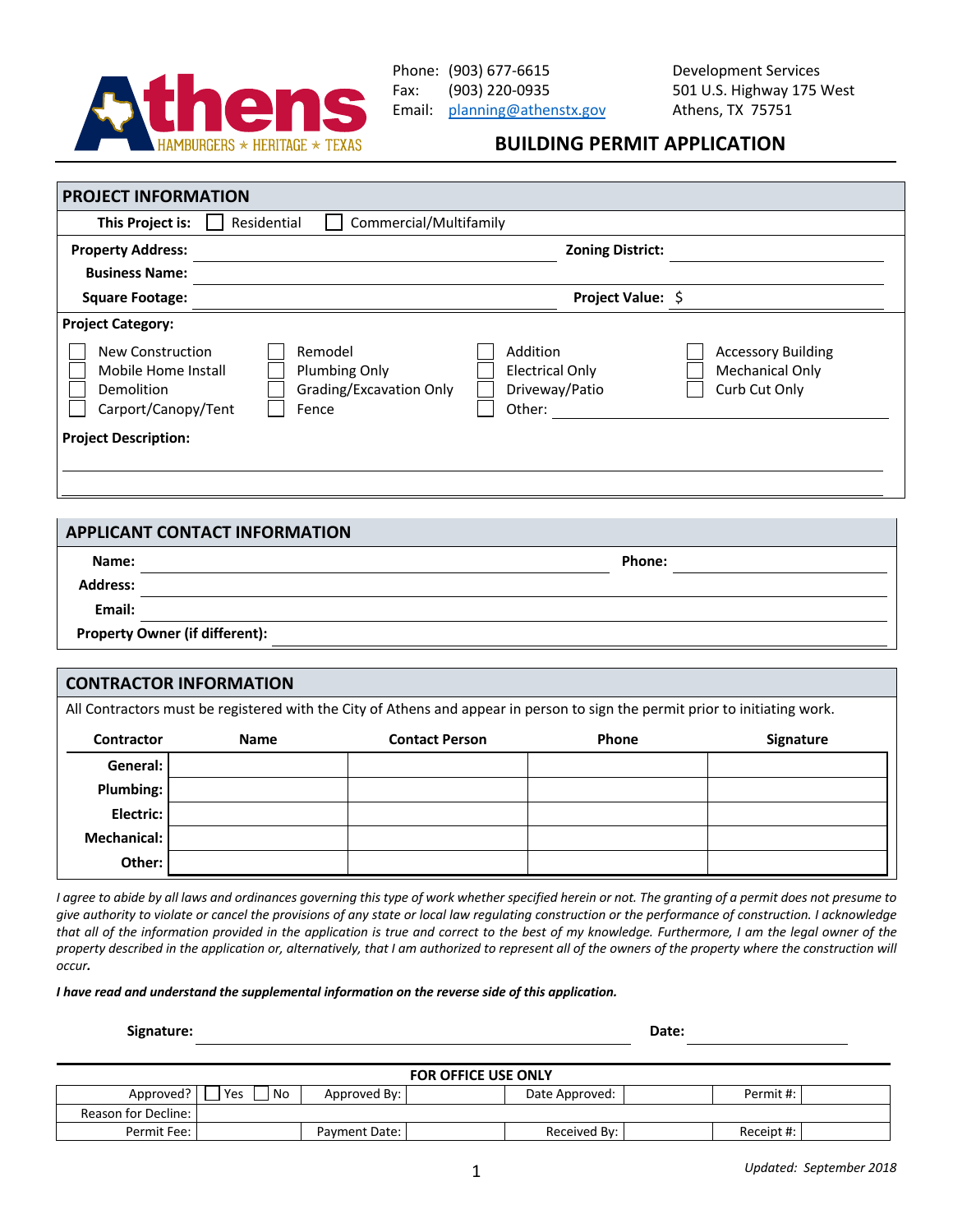Athens
HAMBURGERS ★ HERITAGE ★ TEXAS

Phone: (903) 677-6615
Fax: (903) 220-0935
Email: planning@athenstx.gov

Development Services
501 U.S. Highway 175 West
Athens, TX 75751

# BUILDING PERMIT APPLICATION

## PROJECT INFORMATION

**This Project is:** ☐ Residential ☐ Commercial/Multifamily

**Property Address:** ______________________ **Zoning District:** ______________

**Business Name:** ______________________________________________

**Square Footage:** ______________________ **Project Value:** $ ______________

**Project Category:**

| | | | |
|---|---|---|---|
| ☐ New Construction | ☐ Remodel | ☐ Addition | ☐ Accessory Building |
| ☐ Mobile Home Install | ☐ Plumbing Only | ☐ Electrical Only | ☐ Mechanical Only |
| ☐ Demolition | ☐ Grading/Excavation Only | ☐ Driveway/Patio | ☐ Curb Cut Only |
| ☐ Carport/Canopy/Tent | ☐ Fence | ☐ Other: ______________ | |

**Project Description:**

______________________________________________

______________________________________________

## APPLICANT CONTACT INFORMATION

**Name:** ______________________ **Phone:** ______________

**Address:** ______________________________________________

**Email:** ______________________________________________

**Property Owner (if different):** ______________________________________________

## CONTRACTOR INFORMATION

All Contractors must be registered with the City of Athens and appear in person to sign the permit prior to initiating work.

| Contractor | Name | Contact Person | Phone | Signature |
|---|---|---|---|---|
| **General:** | | | | |
| **Plumbing:** | | | | |
| **Electric:** | | | | |
| **Mechanical:** | | | | |
| **Other:** | | | | |

*I agree to abide by all laws and ordinances governing this type of work whether specified herein or not. The granting of a permit does not presume to give authority to violate or cancel the provisions of any state or local law regulating construction or the performance of construction. I acknowledge that all of the information provided in the application is true and correct to the best of my knowledge. Furthermore, I am the legal owner of the property described in the application or, alternatively, that I am authorized to represent all of the owners of the property where the construction will occur.*

***I have read and understand the supplemental information on the reverse side of this application.***

**Signature:** ______________________________ **Date:** ______________

**FOR OFFICE USE ONLY**

| | | | | | | | |
|---|---|---|---|---|---|---|---|
| Approved? | ☐ Yes ☐ No | Approved By: | | Date Approved: | | Permit #: | |
| Reason for Decline: | | | | | | | |
| Permit Fee: | | Payment Date: | | Received By: | | Receipt #: | |

*Updated: September 2018*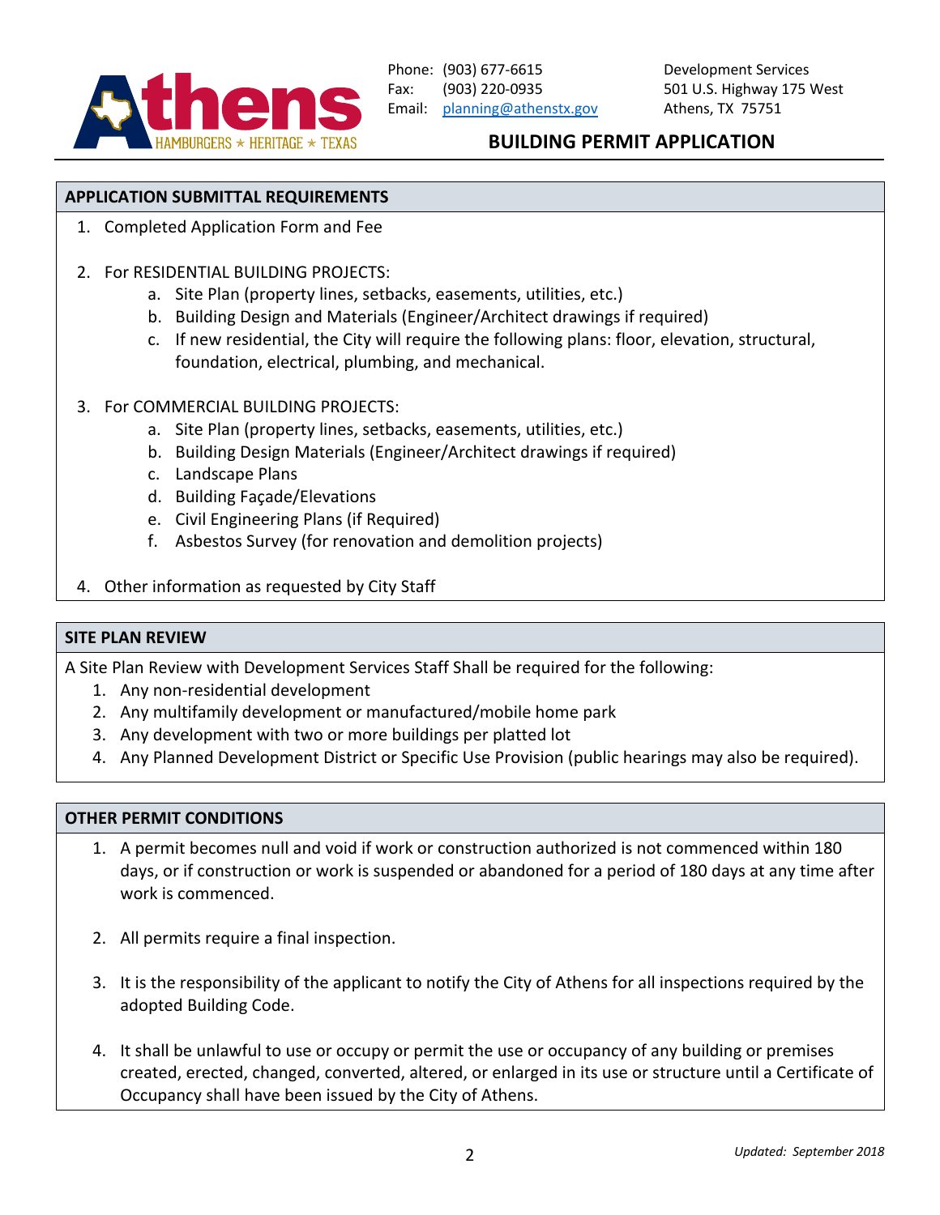Phone: (903) 677-6615
Fax: (903) 220-0935
Email: planning@athenstx.gov

Development Services
501 U.S. Highway 175 West
Athens, TX 75751

# BUILDING PERMIT APPLICATION

## APPLICATION SUBMITTAL REQUIREMENTS

1. Completed Application Form and Fee
2. For RESIDENTIAL BUILDING PROJECTS:
   a. Site Plan (property lines, setbacks, easements, utilities, etc.)
   b. Building Design and Materials (Engineer/Architect drawings if required)
   c. If new residential, the City will require the following plans: floor, elevation, structural, foundation, electrical, plumbing, and mechanical.
3. For COMMERCIAL BUILDING PROJECTS:
   a. Site Plan (property lines, setbacks, easements, utilities, etc.)
   b. Building Design Materials (Engineer/Architect drawings if required)
   c. Landscape Plans
   d. Building Façade/Elevations
   e. Civil Engineering Plans (if Required)
   f. Asbestos Survey (for renovation and demolition projects)
4. Other information as requested by City Staff

## SITE PLAN REVIEW

A Site Plan Review with Development Services Staff Shall be required for the following:

1. Any non-residential development
2. Any multifamily development or manufactured/mobile home park
3. Any development with two or more buildings per platted lot
4. Any Planned Development District or Specific Use Provision (public hearings may also be required).

## OTHER PERMIT CONDITIONS

1. A permit becomes null and void if work or construction authorized is not commenced within 180 days, or if construction or work is suspended or abandoned for a period of 180 days at any time after work is commenced.
2. All permits require a final inspection.
3. It is the responsibility of the applicant to notify the City of Athens for all inspections required by the adopted Building Code.
4. It shall be unlawful to use or occupy or permit the use or occupancy of any building or premises created, erected, changed, converted, altered, or enlarged in its use or structure until a Certificate of Occupancy shall have been issued by the City of Athens.

*Updated: September 2018*